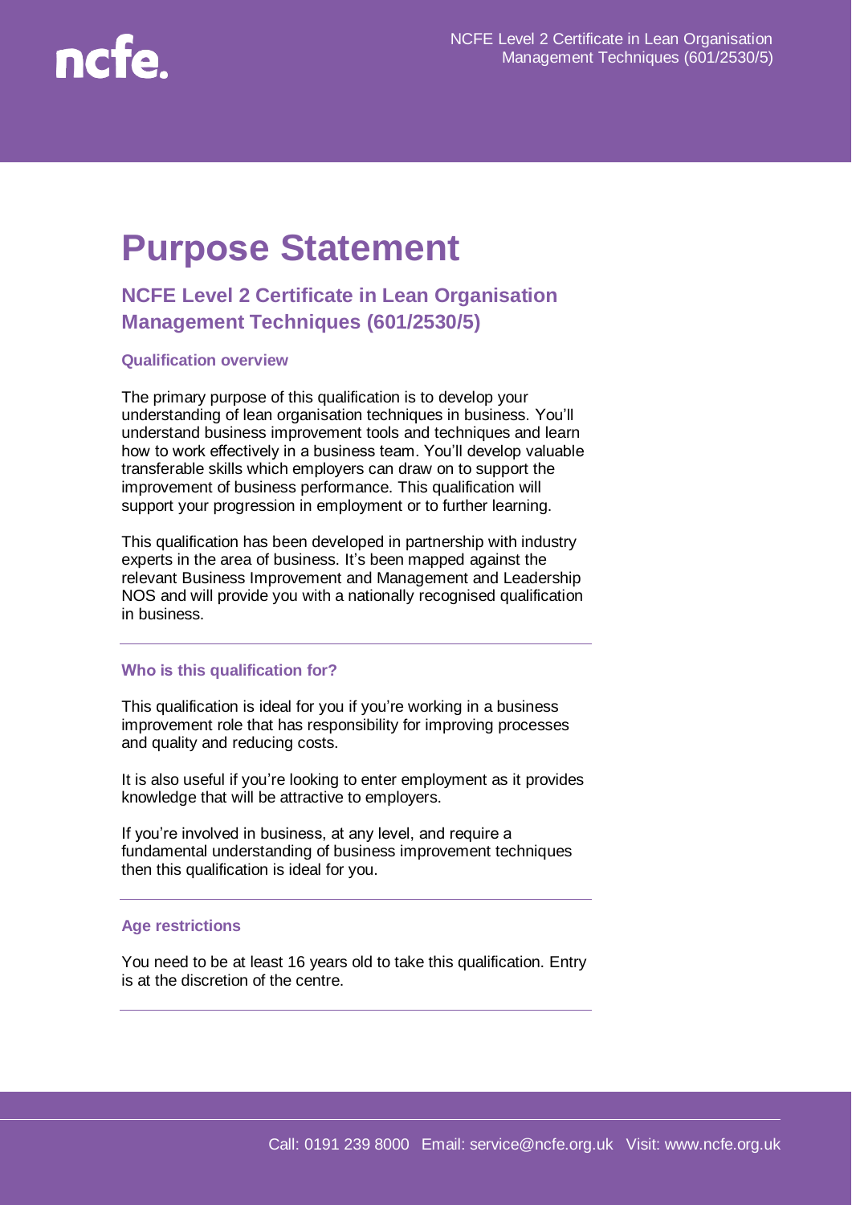# Purpose Statement

## NCFE Level 2 Certificate in Lean Organisation Management Techniques (601/2530/5)

### Qualification overview

The primary purpose of this qualification is to develop your understanding of lean organisation techniques in business. You'll understand business improvement tools and techniques and learn how to work effectively in a business team. You'll develop valuable transferable skills which employers can draw on to support the improvement of business performance. This qualification will support your progression in employment or to further learning.

This qualification has been developed in partnership with industry experts in the area of business. It's been mapped against the relevant Business Improvement and Management and Leadership NOS and will provide you with a nationally recognised qualification in business.

### Who is this qualification for?

This qualification is ideal for you if you're working in a business improvement role that has responsibility for improving processes and quality and reducing costs.

It is also useful if you're looking to enter employment as it provides knowledge that will be attractive to employers.

If you're involved in business, at any level, and require a fundamental understanding of business improvement techniques then this qualification is ideal for you.

### Age restrictions

You need to be at least 16 years old to take this qualification. Entry is at the discretion of the centre.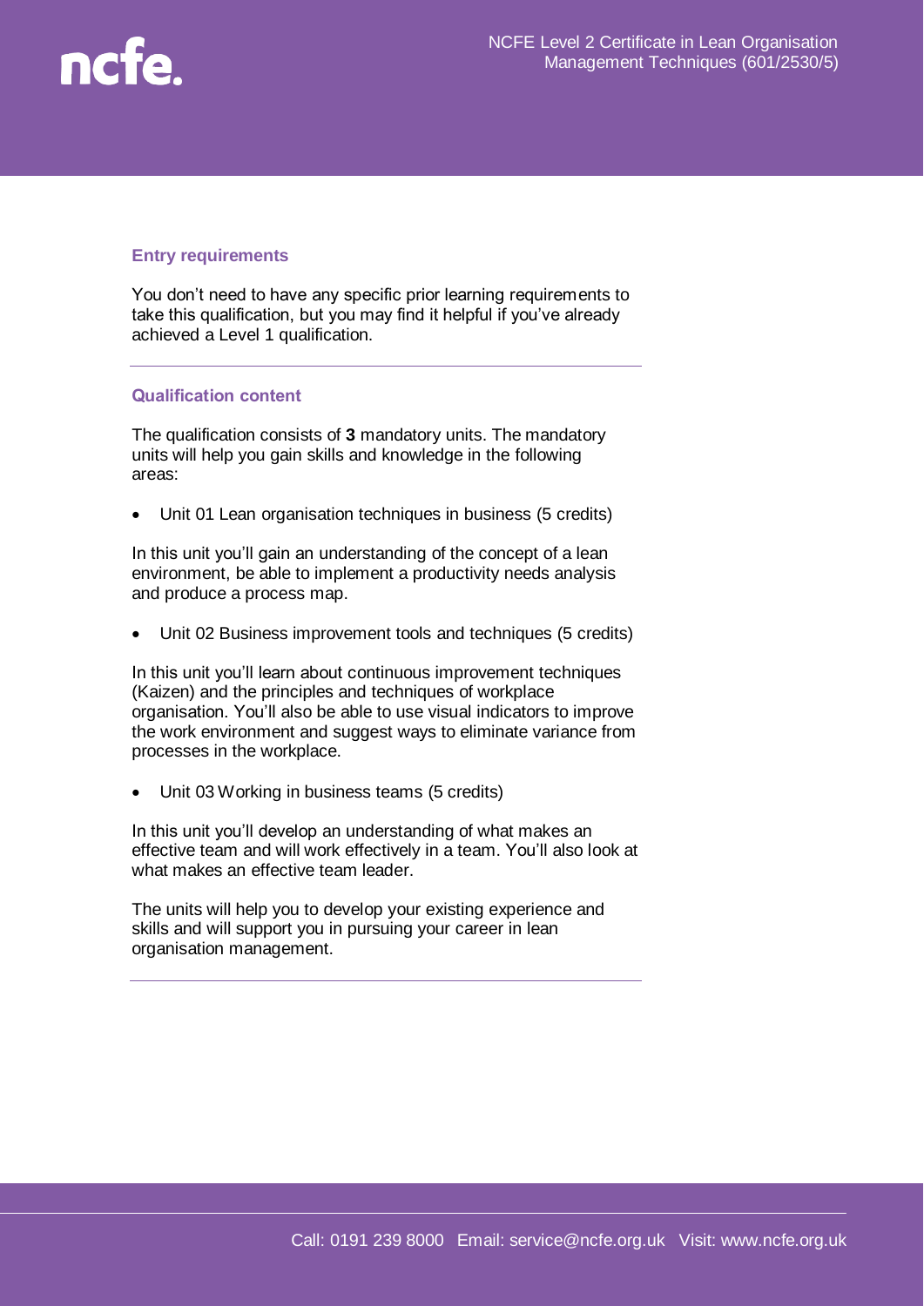## Entry requirements

You don't need to have any specific prior learning requirements to take this qualification, but you may find it helpful if you've already achieved a Level 1 qualification.

## Qualification content

The qualification consists of **3** mandatory units. The mandatory units will help you gain skills and knowledge in the following areas:

- Unit 01 Lean organisation techniques in business (5 credits)

In this unit you'll gain an understanding of the concept of a lean environment, be able to implement a productivity needs analysis and produce a process map.

- Unit 02 Business improvement tools and techniques (5 credits)

In this unit you'll learn about continuous improvement techniques (Kaizen) and the principles and techniques of workplace organisation. You'll also be able to use visual indicators to improve the work environment and suggest ways to eliminate variance from processes in the workplace.

- Unit 03 Working in business teams (5 credits)

In this unit you'll develop an understanding of what makes an effective team and will work effectively in a team. You'll also look at what makes an effective team leader.

The units will help you to develop your existing experience and skills and will support you in pursuing your career in lean organisation management.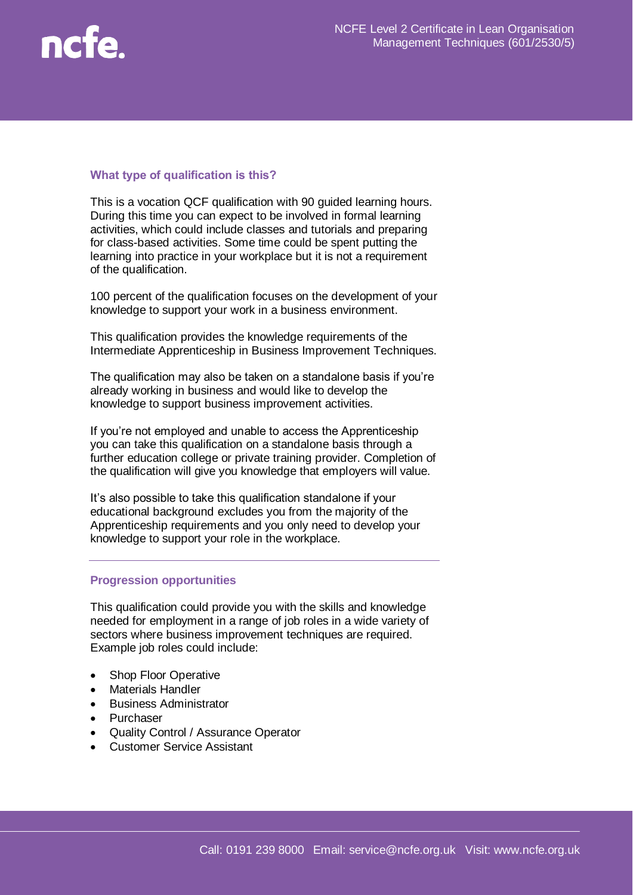### What type of qualification is this?

This is a vocation QCF qualification with 90 guided learning hours. During this time you can expect to be involved in formal learning activities, which could include classes and tutorials and preparing for class-based activities. Some time could be spent putting the learning into practice in your workplace but it is not a requirement of the qualification.

100 percent of the qualification focuses on the development of your knowledge to support your work in a business environment.

This qualification provides the knowledge requirements of the Intermediate Apprenticeship in Business Improvement Techniques.

The qualification may also be taken on a standalone basis if you're already working in business and would like to develop the knowledge to support business improvement activities.

If you're not employed and unable to access the Apprenticeship you can take this qualification on a standalone basis through a further education college or private training provider. Completion of the qualification will give you knowledge that employers will value.

It's also possible to take this qualification standalone if your educational background excludes you from the majority of the Apprenticeship requirements and you only need to develop your knowledge to support your role in the workplace.

---

### Progression opportunities

This qualification could provide you with the skills and knowledge needed for employment in a range of job roles in a wide variety of sectors where business improvement techniques are required. Example job roles could include:

- Shop Floor Operative
- Materials Handler
- Business Administrator
- Purchaser
- Quality Control / Assurance Operator
- Customer Service Assistant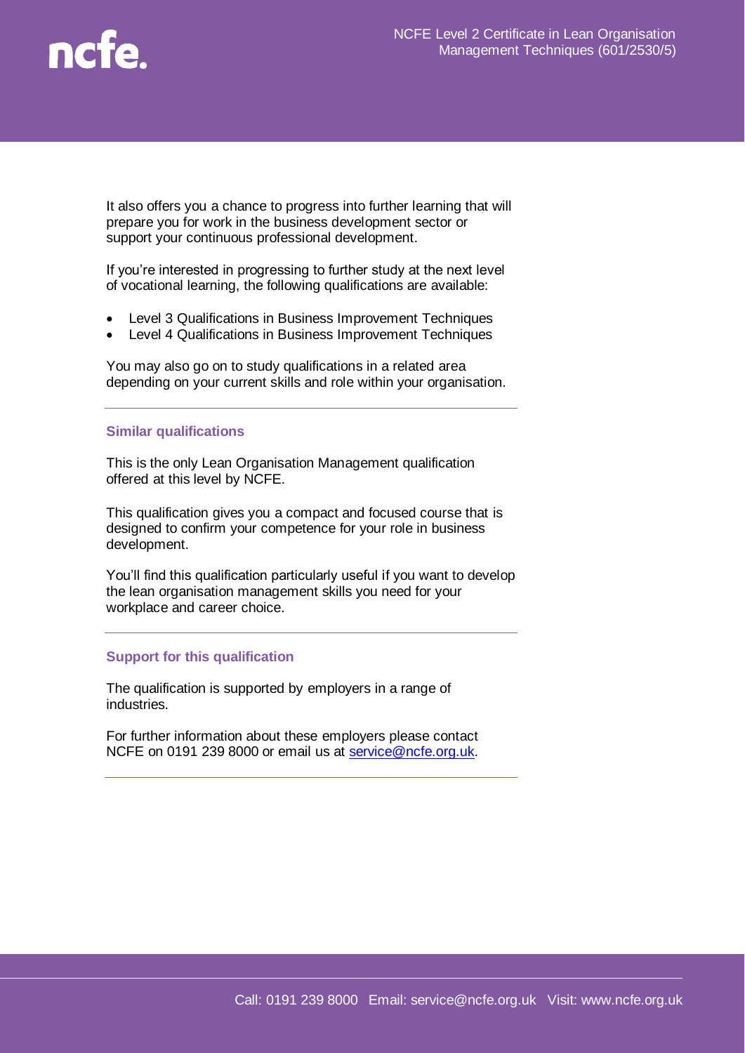It also offers you a chance to progress into further learning that will prepare you for work in the business development sector or support your continuous professional development.

If you're interested in progressing to further study at the next level of vocational learning, the following qualifications are available:

- Level 3 Qualifications in Business Improvement Techniques
- Level 4 Qualifications in Business Improvement Techniques

You may also go on to study qualifications in a related area depending on your current skills and role within your organisation.

---

### Similar qualifications

This is the only Lean Organisation Management qualification offered at this level by NCFE.

This qualification gives you a compact and focused course that is designed to confirm your competence for your role in business development.

You'll find this qualification particularly useful if you want to develop the lean organisation management skills you need for your workplace and career choice.

---

### Support for this qualification

The qualification is supported by employers in a range of industries.

For further information about these employers please contact NCFE on 0191 239 8000 or email us at service@ncfe.org.uk.

---